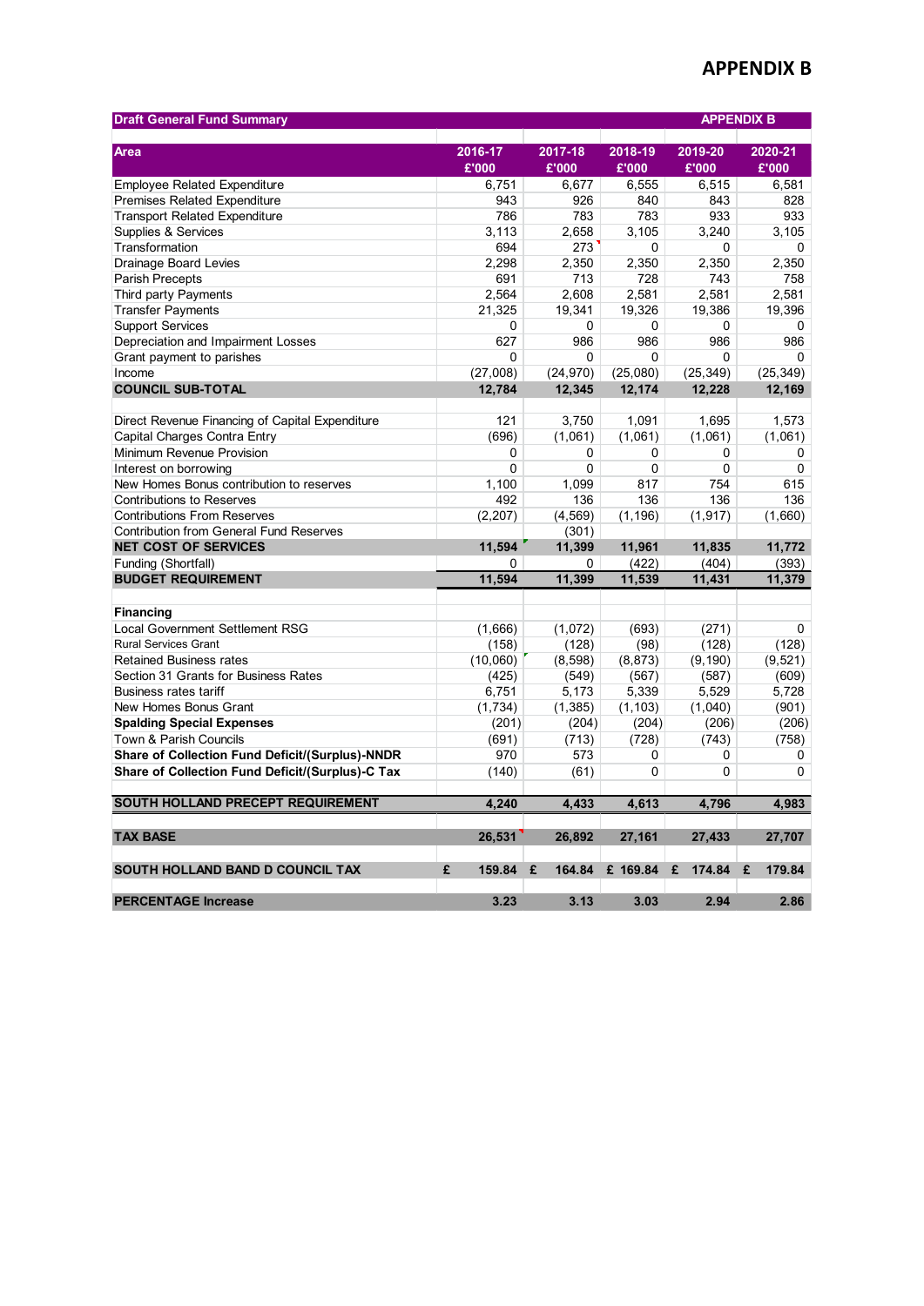# APPENDIX B

| Draft General Fund Summary | | | | APPENDIX B | |
|---|---|---|---|---|---|
| **Area** | **2016-17 £'000** | **2017-18 £'000** | **2018-19 £'000** | **2019-20 £'000** | **2020-21 £'000** |
| Employee Related Expenditure | 6,751 | 6,677 | 6,555 | 6,515 | 6,581 |
| Premises Related Expenditure | 943 | 926 | 840 | 843 | 828 |
| Transport Related Expenditure | 786 | 783 | 783 | 933 | 933 |
| Supplies & Services | 3,113 | 2,658 | 3,105 | 3,240 | 3,105 |
| Transformation | 694 | 273 | 0 | 0 | 0 |
| Drainage Board Levies | 2,298 | 2,350 | 2,350 | 2,350 | 2,350 |
| Parish Precepts | 691 | 713 | 728 | 743 | 758 |
| Third party Payments | 2,564 | 2,608 | 2,581 | 2,581 | 2,581 |
| Transfer Payments | 21,325 | 19,341 | 19,326 | 19,386 | 19,396 |
| Support Services | 0 | 0 | 0 | 0 | 0 |
| Depreciation and Impairment Losses | 627 | 986 | 986 | 986 | 986 |
| Grant payment to parishes | 0 | 0 | 0 | 0 | 0 |
| Income | (27,008) | (24,970) | (25,080) | (25,349) | (25,349) |
| **COUNCIL SUB-TOTAL** | **12,784** | **12,345** | **12,174** | **12,228** | **12,169** |
| | | | | | |
| Direct Revenue Financing of Capital Expenditure | 121 | 3,750 | 1,091 | 1,695 | 1,573 |
| Capital Charges Contra Entry | (696) | (1,061) | (1,061) | (1,061) | (1,061) |
| Minimum Revenue Provision | 0 | 0 | 0 | 0 | 0 |
| Interest on borrowing | 0 | 0 | 0 | 0 | 0 |
| New Homes Bonus contribution to reserves | 1,100 | 1,099 | 817 | 754 | 615 |
| Contributions to Reserves | 492 | 136 | 136 | 136 | 136 |
| Contributions From Reserves | (2,207) | (4,569) | (1,196) | (1,917) | (1,660) |
| Contribution from General Fund Reserves | | (301) | | | |
| **NET COST OF SERVICES** | **11,594** | **11,399** | **11,961** | **11,835** | **11,772** |
| Funding (Shortfall) | 0 | 0 | (422) | (404) | (393) |
| **BUDGET REQUIREMENT** | **11,594** | **11,399** | **11,539** | **11,431** | **11,379** |
| | | | | | |
| **Financing** | | | | | |
| Local Government Settlement RSG | (1,666) | (1,072) | (693) | (271) | 0 |
| Rural Services Grant | (158) | (128) | (98) | (128) | (128) |
| Retained Business rates | (10,060) | (8,598) | (8,873) | (9,190) | (9,521) |
| Section 31 Grants for Business Rates | (425) | (549) | (567) | (587) | (609) |
| Business rates tariff | 6,751 | 5,173 | 5,339 | 5,529 | 5,728 |
| New Homes Bonus Grant | (1,734) | (1,385) | (1,103) | (1,040) | (901) |
| **Spalding Special Expenses** | (201) | (204) | (204) | (206) | (206) |
| Town & Parish Councils | (691) | (713) | (728) | (743) | (758) |
| **Share of Collection Fund Deficit/(Surplus)-NNDR** | 970 | 573 | 0 | 0 | 0 |
| **Share of Collection Fund Deficit/(Surplus)-C Tax** | (140) | (61) | 0 | 0 | 0 |
| | | | | | |
| **SOUTH HOLLAND PRECEPT REQUIREMENT** | **4,240** | **4,433** | **4,613** | **4,796** | **4,983** |
| | | | | | |
| **TAX BASE** | **26,531** | **26,892** | **27,161** | **27,433** | **27,707** |
| | | | | | |
| **SOUTH HOLLAND BAND D COUNCIL TAX** | **£ 159.84** | **£ 164.84** | **£ 169.84** | **£ 174.84** | **£ 179.84** |
| | | | | | |
| **PERCENTAGE Increase** | **3.23** | **3.13** | **3.03** | **2.94** | **2.86** |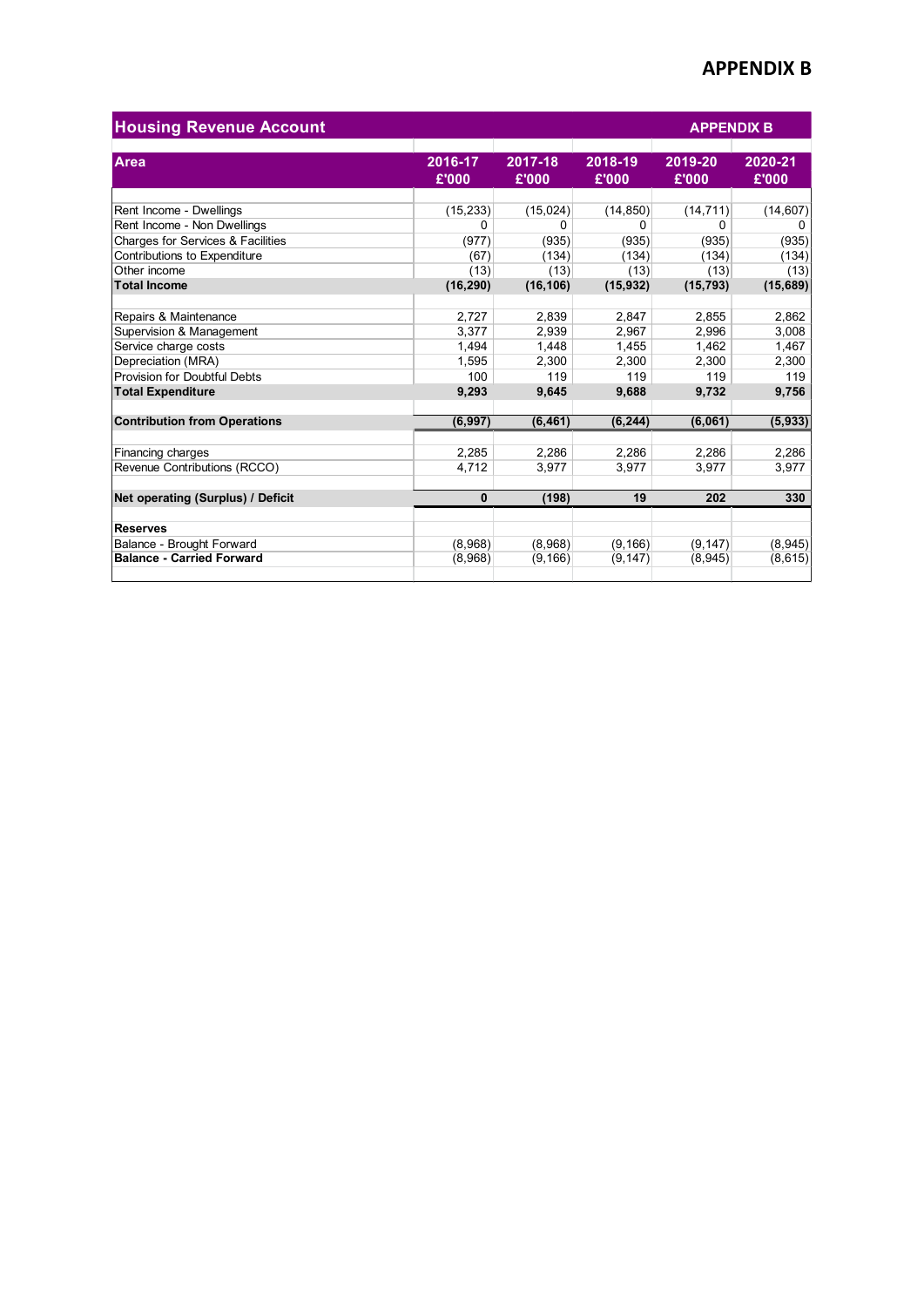# APPENDIX B

## Housing Revenue Account

**APPENDIX B**

| Area | 2016-17 £'000 | 2017-18 £'000 | 2018-19 £'000 | 2019-20 £'000 | 2020-21 £'000 |
|---|---|---|---|---|---|
| Rent Income - Dwellings | (15,233) | (15,024) | (14,850) | (14,711) | (14,607) |
| Rent Income - Non Dwellings | 0 | 0 | 0 | 0 | 0 |
| Charges for Services & Facilities | (977) | (935) | (935) | (935) | (935) |
| Contributions to Expenditure | (67) | (134) | (134) | (134) | (134) |
| Other income | (13) | (13) | (13) | (13) | (13) |
| **Total Income** | **(16,290)** | **(16,106)** | **(15,932)** | **(15,793)** | **(15,689)** |
| | | | | | |
| Repairs & Maintenance | 2,727 | 2,839 | 2,847 | 2,855 | 2,862 |
| Supervision & Management | 3,377 | 2,939 | 2,967 | 2,996 | 3,008 |
| Service charge costs | 1,494 | 1,448 | 1,455 | 1,462 | 1,467 |
| Depreciation (MRA) | 1,595 | 2,300 | 2,300 | 2,300 | 2,300 |
| Provision for Doubtful Debts | 100 | 119 | 119 | 119 | 119 |
| **Total Expenditure** | **9,293** | **9,645** | **9,688** | **9,732** | **9,756** |
| | | | | | |
| **Contribution from Operations** | **(6,997)** | **(6,461)** | **(6,244)** | **(6,061)** | **(5,933)** |
| | | | | | |
| Financing charges | 2,285 | 2,286 | 2,286 | 2,286 | 2,286 |
| Revenue Contributions (RCCO) | 4,712 | 3,977 | 3,977 | 3,977 | 3,977 |
| | | | | | |
| **Net operating (Surplus) / Deficit** | **0** | **(198)** | **19** | **202** | **330** |
| | | | | | |
| **Reserves** | | | | | |
| Balance - Brought Forward | (8,968) | (8,968) | (9,166) | (9,147) | (8,945) |
| **Balance - Carried Forward** | (8,968) | (9,166) | (9,147) | (8,945) | (8,615) |